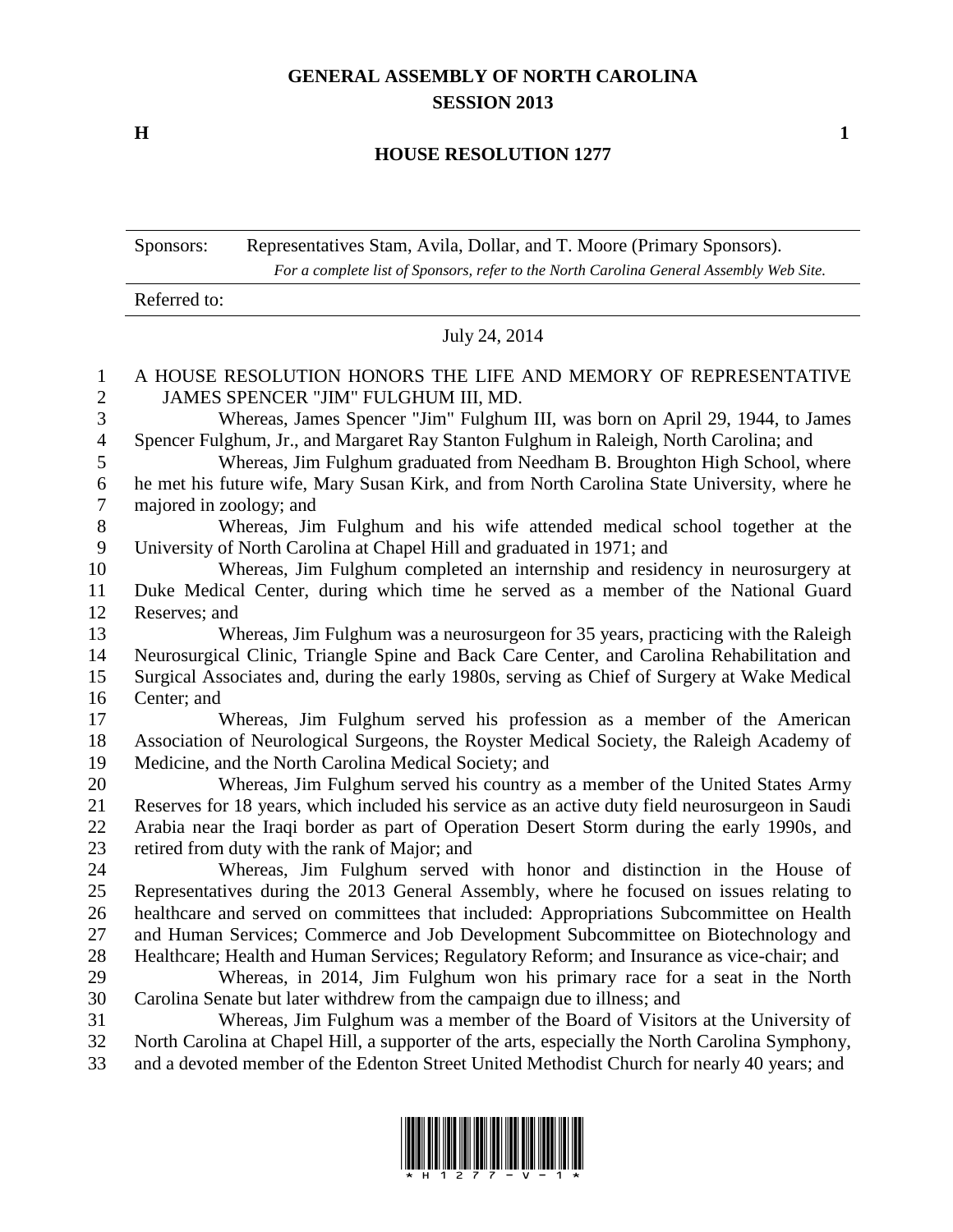# GENERAL ASSEMBLY OF NORTH CAROLINA
## SESSION 2013

**H** **1**

## HOUSE RESOLUTION 1277

Sponsors: Representatives Stam, Avila, Dollar, and T. Moore (Primary Sponsors).
*For a complete list of Sponsors, refer to the North Carolina General Assembly Web Site.*

Referred to:

July 24, 2014

A HOUSE RESOLUTION HONORS THE LIFE AND MEMORY OF REPRESENTATIVE JAMES SPENCER "JIM" FULGHUM III, MD.

Whereas, James Spencer "Jim" Fulghum III, was born on April 29, 1944, to James Spencer Fulghum, Jr., and Margaret Ray Stanton Fulghum in Raleigh, North Carolina; and

Whereas, Jim Fulghum graduated from Needham B. Broughton High School, where he met his future wife, Mary Susan Kirk, and from North Carolina State University, where he majored in zoology; and

Whereas, Jim Fulghum and his wife attended medical school together at the University of North Carolina at Chapel Hill and graduated in 1971; and

Whereas, Jim Fulghum completed an internship and residency in neurosurgery at Duke Medical Center, during which time he served as a member of the National Guard Reserves; and

Whereas, Jim Fulghum was a neurosurgeon for 35 years, practicing with the Raleigh Neurosurgical Clinic, Triangle Spine and Back Care Center, and Carolina Rehabilitation and Surgical Associates and, during the early 1980s, serving as Chief of Surgery at Wake Medical Center; and

Whereas, Jim Fulghum served his profession as a member of the American Association of Neurological Surgeons, the Royster Medical Society, the Raleigh Academy of Medicine, and the North Carolina Medical Society; and

Whereas, Jim Fulghum served his country as a member of the United States Army Reserves for 18 years, which included his service as an active duty field neurosurgeon in Saudi Arabia near the Iraqi border as part of Operation Desert Storm during the early 1990s, and retired from duty with the rank of Major; and

Whereas, Jim Fulghum served with honor and distinction in the House of Representatives during the 2013 General Assembly, where he focused on issues relating to healthcare and served on committees that included: Appropriations Subcommittee on Health and Human Services; Commerce and Job Development Subcommittee on Biotechnology and Healthcare; Health and Human Services; Regulatory Reform; and Insurance as vice-chair; and

Whereas, in 2014, Jim Fulghum won his primary race for a seat in the North Carolina Senate but later withdrew from the campaign due to illness; and

Whereas, Jim Fulghum was a member of the Board of Visitors at the University of North Carolina at Chapel Hill, a supporter of the arts, especially the North Carolina Symphony, and a devoted member of the Edenton Street United Methodist Church for nearly 40 years; and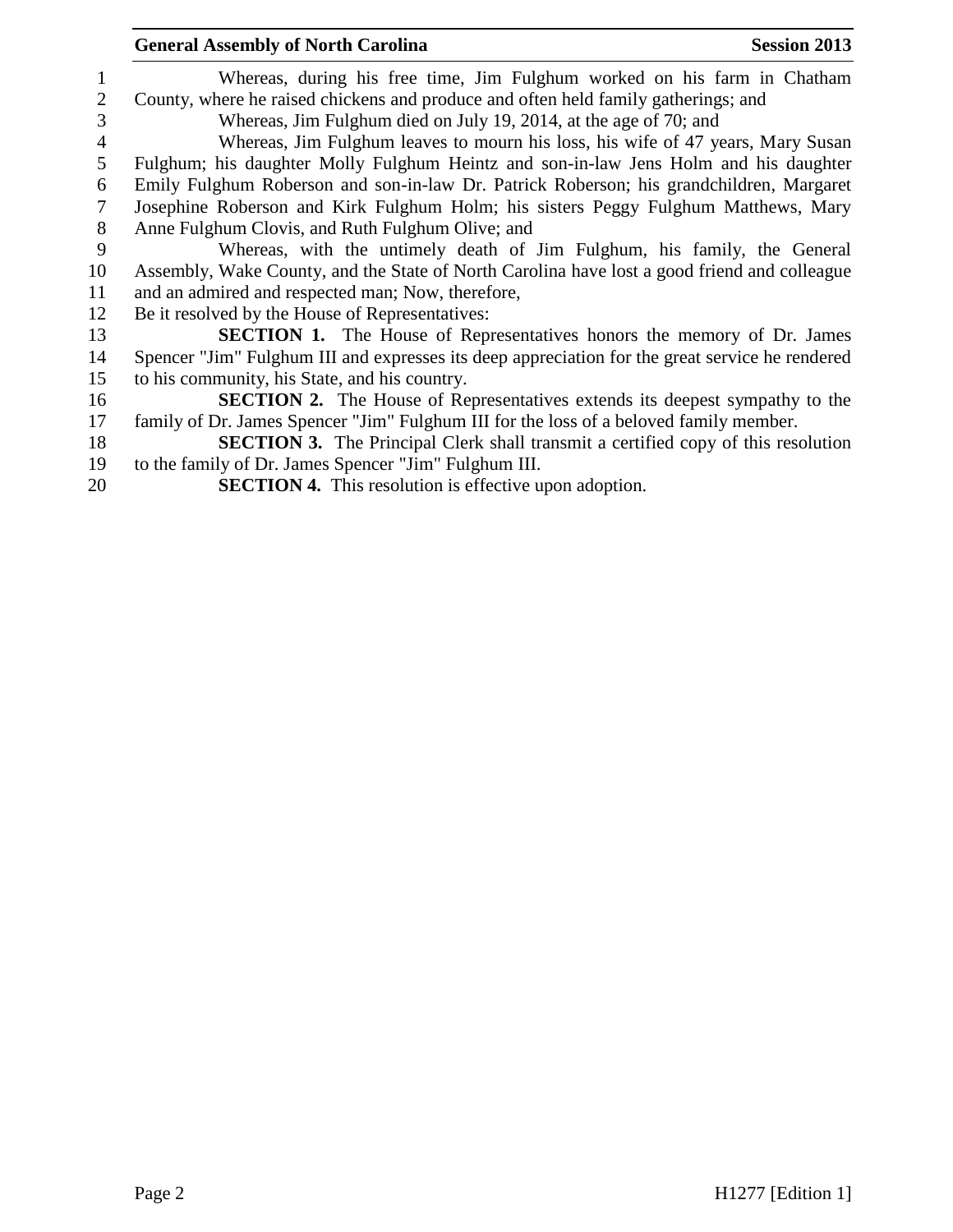Whereas, during his free time, Jim Fulghum worked on his farm in Chatham County, where he raised chickens and produce and often held family gatherings; and

Whereas, Jim Fulghum died on July 19, 2014, at the age of 70; and

Whereas, Jim Fulghum leaves to mourn his loss, his wife of 47 years, Mary Susan Fulghum; his daughter Molly Fulghum Heintz and son-in-law Jens Holm and his daughter Emily Fulghum Roberson and son-in-law Dr. Patrick Roberson; his grandchildren, Margaret Josephine Roberson and Kirk Fulghum Holm; his sisters Peggy Fulghum Matthews, Mary Anne Fulghum Clovis, and Ruth Fulghum Olive; and

Whereas, with the untimely death of Jim Fulghum, his family, the General Assembly, Wake County, and the State of North Carolina have lost a good friend and colleague and an admired and respected man; Now, therefore,

Be it resolved by the House of Representatives:

**SECTION 1.** The House of Representatives honors the memory of Dr. James Spencer "Jim" Fulghum III and expresses its deep appreciation for the great service he rendered to his community, his State, and his country.

**SECTION 2.** The House of Representatives extends its deepest sympathy to the family of Dr. James Spencer "Jim" Fulghum III for the loss of a beloved family member.

**SECTION 3.** The Principal Clerk shall transmit a certified copy of this resolution to the family of Dr. James Spencer "Jim" Fulghum III.

**SECTION 4.** This resolution is effective upon adoption.